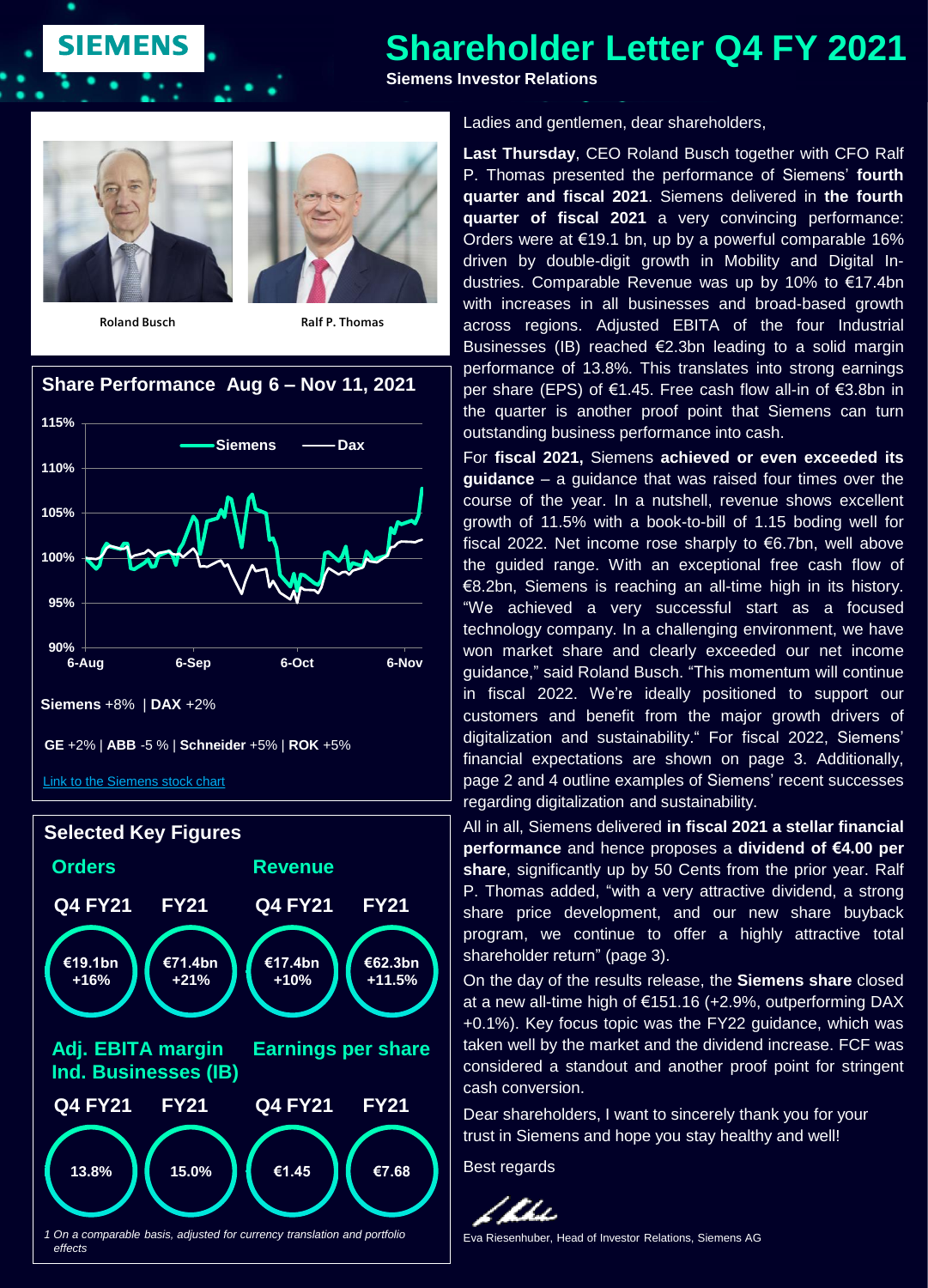# Shareholder Letter Q4 FY 2021

**Siemens Investor Relations**

Roland Busch

Ralf P. Thomas

## Share Performance Aug 6 – Nov 11, 2021

**Siemens** +8% | **DAX** +2%

**GE** +2% | **ABB** -5 % | **Schneider** +5% | **ROK** +5%

Link to the Siemens stock chart

## Selected Key Figures

| | Orders | | Revenue | |
|---|---|---|---|---|
| | Q4 FY21 | FY21 | Q4 FY21 | FY21 |
| | €19.1bn +16% | €71.4bn +21% | €17.4bn +10% | €62.3bn +11.5% |

| | Adj. EBITA margin Ind. Businesses (IB) | | Earnings per share | |
|---|---|---|---|---|
| | Q4 FY21 | FY21 | Q4 FY21 | FY21 |
| | 13.8% | 15.0% | €1.45 | €7.68 |

*1 On a comparable basis, adjusted for currency translation and portfolio effects*

Ladies and gentlemen, dear shareholders,

**Last Thursday**, CEO Roland Busch together with CFO Ralf P. Thomas presented the performance of Siemens' **fourth quarter and fiscal 2021**. Siemens delivered in **the fourth quarter of fiscal 2021** a very convincing performance: Orders were at €19.1 bn, up by a powerful comparable 16% driven by double-digit growth in Mobility and Digital Industries. Comparable Revenue was up by 10% to €17.4bn with increases in all businesses and broad-based growth across regions. Adjusted EBITA of the four Industrial Businesses (IB) reached €2.3bn leading to a solid margin performance of 13.8%. This translates into strong earnings per share (EPS) of €1.45. Free cash flow all-in of €3.8bn in the quarter is another proof point that Siemens can turn outstanding business performance into cash.

For **fiscal 2021,** Siemens **achieved or even exceeded its guidance** – a guidance that was raised four times over the course of the year. In a nutshell, revenue shows excellent growth of 11.5% with a book-to-bill of 1.15 boding well for fiscal 2022. Net income rose sharply to €6.7bn, well above the guided range. With an exceptional free cash flow of €8.2bn, Siemens is reaching an all-time high in its history. "We achieved a very successful start as a focused technology company. In a challenging environment, we have won market share and clearly exceeded our net income guidance," said Roland Busch. "This momentum will continue in fiscal 2022. We're ideally positioned to support our customers and benefit from the major growth drivers of digitalization and sustainability." For fiscal 2022, Siemens' financial expectations are shown on page 3. Additionally, page 2 and 4 outline examples of Siemens' recent successes regarding digitalization and sustainability.

All in all, Siemens delivered **in fiscal 2021 a stellar financial performance** and hence proposes a **dividend of €4.00 per share**, significantly up by 50 Cents from the prior year. Ralf P. Thomas added, "with a very attractive dividend, a strong share price development, and our new share buyback program, we continue to offer a highly attractive total shareholder return" (page 3).

On the day of the results release, the **Siemens share** closed at a new all-time high of €151.16 (+2.9%, outperforming DAX +0.1%). Key focus topic was the FY22 guidance, which was taken well by the market and the dividend increase. FCF was considered a standout and another proof point for stringent cash conversion.

Dear shareholders, I want to sincerely thank you for your trust in Siemens and hope you stay healthy and well!

Best regards

Eva Riesenhuber, Head of Investor Relations, Siemens AG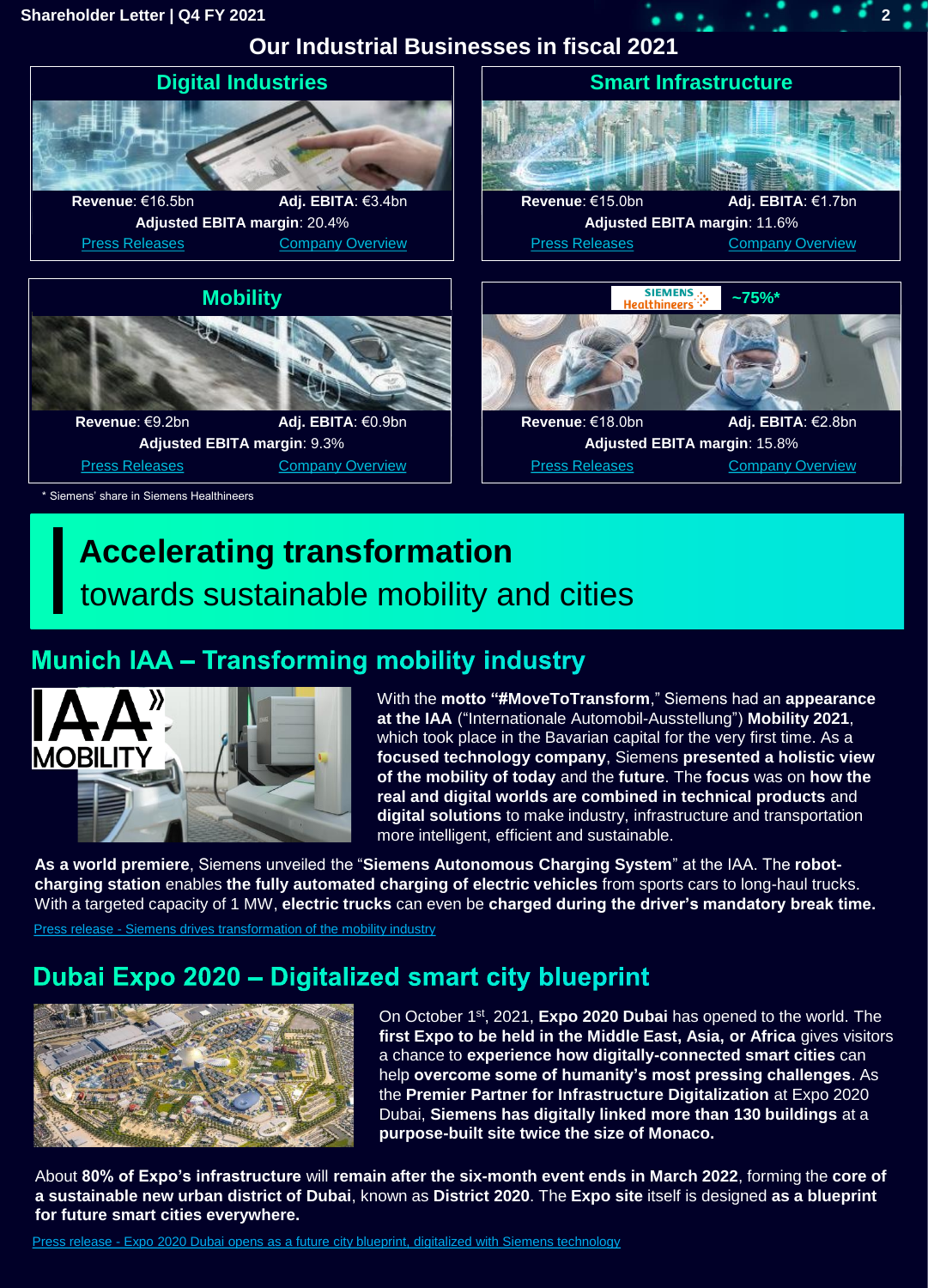# Our Industrial Businesses in fiscal 2021

## Digital Industries

**Revenue**: €16.5bn **Adj. EBITA**: €3.4bn
**Adjusted EBITA margin**: 20.4%
Press Releases Company Overview

## Smart Infrastructure

**Revenue**: €15.0bn **Adj. EBITA**: €1.7bn
**Adjusted EBITA margin**: 11.6%
Press Releases Company Overview

## Mobility

**Revenue**: €9.2bn **Adj. EBITA**: €0.9bn
**Adjusted EBITA margin**: 9.3%
Press Releases Company Overview

## Siemens Healthineers ~75%*

**Revenue**: €18.0bn **Adj. EBITA**: €2.8bn
**Adjusted EBITA margin**: 15.8%
Press Releases Company Overview

\* Siemens' share in Siemens Healthineers

# Accelerating transformation towards sustainable mobility and cities

## Munich IAA – Transforming mobility industry

With the **motto "#MoveToTransform**," Siemens had an **appearance at the IAA** ("Internationale Automobil-Ausstellung") **Mobility 2021**, which took place in the Bavarian capital for the very first time. As a **focused technology company**, Siemens **presented a holistic view of the mobility of today** and the **future**. The **focus** was on **how the real and digital worlds are combined in technical products** and **digital solutions** to make industry, infrastructure and transportation more intelligent, efficient and sustainable.

**As a world premiere**, Siemens unveiled the "**Siemens Autonomous Charging System**" at the IAA. The **robot-charging station** enables **the fully automated charging of electric vehicles** from sports cars to long-haul trucks. With a targeted capacity of 1 MW, **electric trucks** can even be **charged during the driver's mandatory break time.**

Press release - Siemens drives transformation of the mobility industry

## Dubai Expo 2020 – Digitalized smart city blueprint

On October 1st, 2021, **Expo 2020 Dubai** has opened to the world. The **first Expo to be held in the Middle East, Asia, or Africa** gives visitors a chance to **experience how digitally-connected smart cities** can help **overcome some of humanity's most pressing challenges**. As the **Premier Partner for Infrastructure Digitalization** at Expo 2020 Dubai, **Siemens has digitally linked more than 130 buildings** at a **purpose-built site twice the size of Monaco.**

About **80% of Expo's infrastructure** will **remain after the six-month event ends in March 2022**, forming the **core of a sustainable new urban district of Dubai**, known as **District 2020**. The **Expo site** itself is designed **as a blueprint for future smart cities everywhere.**

Press release - Expo 2020 Dubai opens as a future city blueprint, digitalized with Siemens technology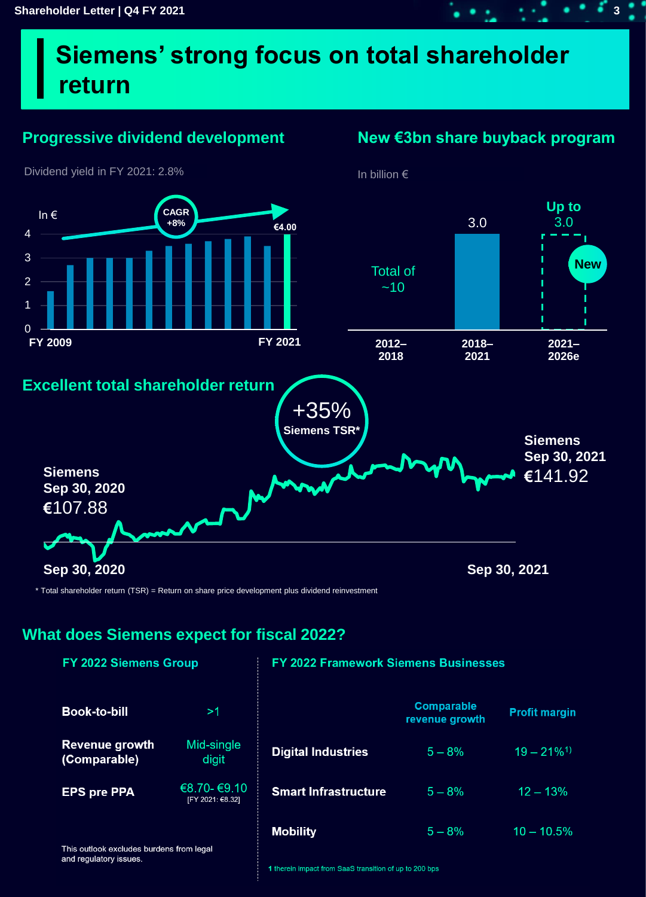# Siemens' strong focus on total shareholder return

## Progressive dividend development

Dividend yield in FY 2021: 2.8%

In €

CAGR +8%

€4.00

FY 2009 — FY 2021

## New €3bn share buyback program

In billion €

| 2012–2018 | 2018–2021 | 2021–2026e |
|---|---|---|
| Total of ~10 | 3.0 | Up to 3.0 (New) |

## Excellent total shareholder return

+35% Siemens TSR*

Siemens Sep 30, 2020: €107.88

Siemens Sep 30, 2021: €141.92

\* Total shareholder return (TSR) = Return on share price development plus dividend reinvestment

## What does Siemens expect for fiscal 2022?

### FY 2022 Siemens Group

| | |
|---|---|
| **Book-to-bill** | >1 |
| **Revenue growth (Comparable)** | Mid-single digit |
| **EPS pre PPA** | €8.70- €9.10 [FY 2021: €8.32] |

This outlook excludes burdens from legal and regulatory issues.

### FY 2022 Framework Siemens Businesses

| | Comparable revenue growth | Profit margin |
|---|---|---|
| **Digital Industries** | 5 – 8% | 19 – 21%[1] |
| **Smart Infrastructure** | 5 – 8% | 12 – 13% |
| **Mobility** | 5 – 8% | 10 – 10.5% |

1 therein impact from SaaS transition of up to 200 bps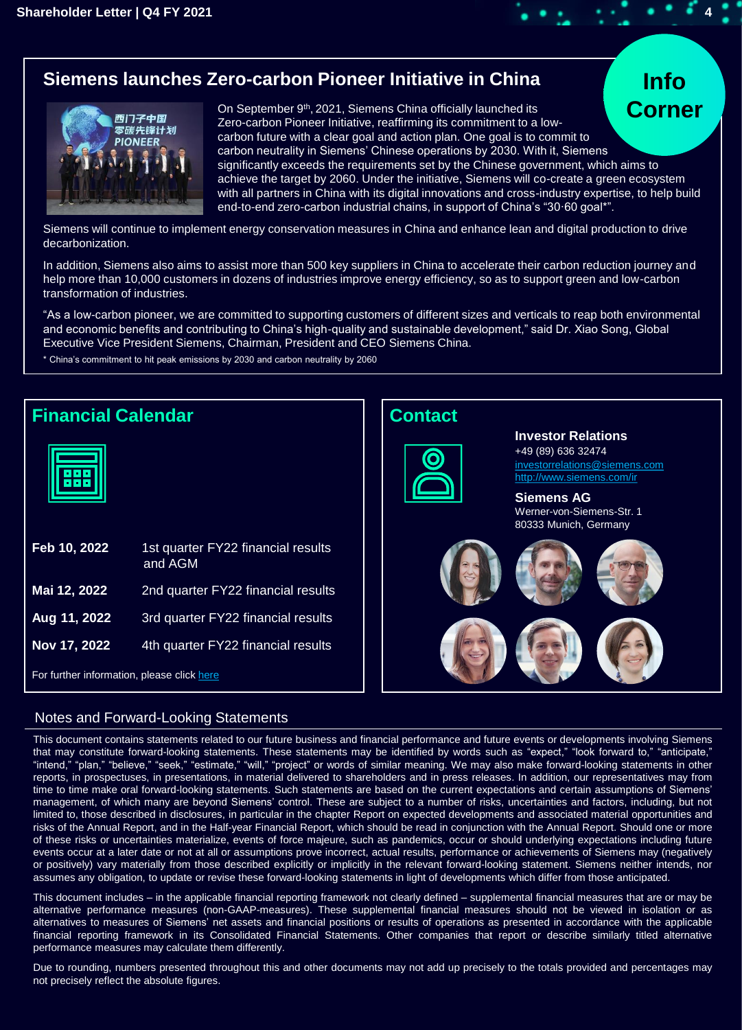## Siemens launches Zero-carbon Pioneer Initiative in China

**Info Corner**

On September 9th, 2021, Siemens China officially launched its Zero-carbon Pioneer Initiative, reaffirming its commitment to a low-carbon future with a clear goal and action plan. One goal is to commit to carbon neutrality in Siemens' Chinese operations by 2030. With it, Siemens significantly exceeds the requirements set by the Chinese government, which aims to achieve the target by 2060. Under the initiative, Siemens will co-create a green ecosystem with all partners in China with its digital innovations and cross-industry expertise, to help build end-to-end zero-carbon industrial chains, in support of China's "30·60 goal*".

Siemens will continue to implement energy conservation measures in China and enhance lean and digital production to drive decarbonization.

In addition, Siemens also aims to assist more than 500 key suppliers in China to accelerate their carbon reduction journey and help more than 10,000 customers in dozens of industries improve energy efficiency, so as to support green and low-carbon transformation of industries.

"As a low-carbon pioneer, we are committed to supporting customers of different sizes and verticals to reap both environmental and economic benefits and contributing to China's high-quality and sustainable development," said Dr. Xiao Song, Global Executive Vice President Siemens, Chairman, President and CEO Siemens China.

* China's commitment to hit peak emissions by 2030 and carbon neutrality by 2060

## Financial Calendar

| | |
|---|---|
| **Feb 10, 2022** | 1st quarter FY22 financial results and AGM |
| **Mai 12, 2022** | 2nd quarter FY22 financial results |
| **Aug 11, 2022** | 3rd quarter FY22 financial results |
| **Nov 17, 2022** | 4th quarter FY22 financial results |

For further information, please click here

## Contact

**Investor Relations**
+49 (89) 636 32474
investorrelations@siemens.com
http://www.siemens.com/ir

**Siemens AG**
Werner-von-Siemens-Str. 1
80333 Munich, Germany

### Notes and Forward-Looking Statements

This document contains statements related to our future business and financial performance and future events or developments involving Siemens that may constitute forward-looking statements. These statements may be identified by words such as "expect," "look forward to," "anticipate," "intend," "plan," "believe," "seek," "estimate," "will," "project" or words of similar meaning. We may also make forward-looking statements in other reports, in prospectuses, in presentations, in material delivered to shareholders and in press releases. In addition, our representatives may from time to time make oral forward-looking statements. Such statements are based on the current expectations and certain assumptions of Siemens' management, of which many are beyond Siemens' control. These are subject to a number of risks, uncertainties and factors, including, but not limited to, those described in disclosures, in particular in the chapter Report on expected developments and associated material opportunities and risks of the Annual Report, and in the Half-year Financial Report, which should be read in conjunction with the Annual Report. Should one or more of these risks or uncertainties materialize, events of force majeure, such as pandemics, occur or should underlying expectations including future events occur at a later date or not at all or assumptions prove incorrect, actual results, performance or achievements of Siemens may (negatively or positively) vary materially from those described explicitly or implicitly in the relevant forward-looking statement. Siemens neither intends, nor assumes any obligation, to update or revise these forward-looking statements in light of developments which differ from those anticipated.

This document includes – in the applicable financial reporting framework not clearly defined – supplemental financial measures that are or may be alternative performance measures (non-GAAP-measures). These supplemental financial measures should not be viewed in isolation or as alternatives to measures of Siemens' net assets and financial positions or results of operations as presented in accordance with the applicable financial reporting framework in its Consolidated Financial Statements. Other companies that report or describe similarly titled alternative performance measures may calculate them differently.

Due to rounding, numbers presented throughout this and other documents may not add up precisely to the totals provided and percentages may not precisely reflect the absolute figures.